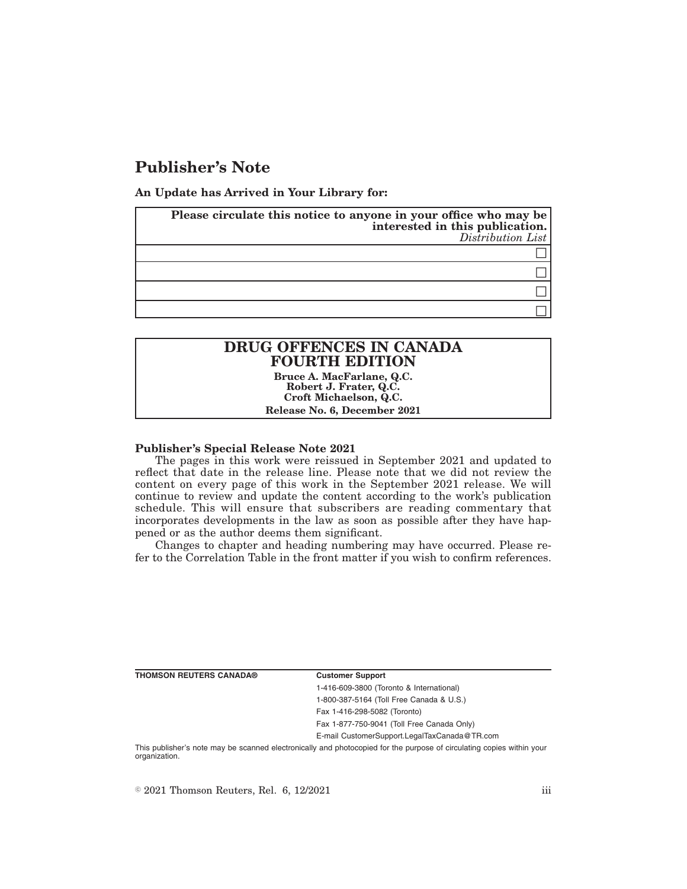# Publisher's Note

**An Update has Arrived in Your Library for:**

| **Please circulate this notice to anyone in your office who may be interested in this publication.** *Distribution List* |
|---|
| ☐ |
| ☐ |
| ☐ |
| ☐ |

**DRUG OFFENCES IN CANADA**
**FOURTH EDITION**

**Bruce A. MacFarlane, Q.C.**
**Robert J. Frater, Q.C.**
**Croft Michaelson, Q.C.**

**Release No. 6, December 2021**

**Publisher's Special Release Note 2021**

The pages in this work were reissued in September 2021 and updated to reflect that date in the release line. Please note that we did not review the content on every page of this work in the September 2021 release. We will continue to review and update the content according to the work's publication schedule. This will ensure that subscribers are reading commentary that incorporates developments in the law as soon as possible after they have happened or as the author deems them significant.

Changes to chapter and heading numbering may have occurred. Please refer to the Correlation Table in the front matter if you wish to confirm references.

**THOMSON REUTERS CANADA®**

**Customer Support**

1-416-609-3800 (Toronto & International)
1-800-387-5164 (Toll Free Canada & U.S.)
Fax 1-416-298-5082 (Toronto)
Fax 1-877-750-9041 (Toll Free Canada Only)
E-mail CustomerSupport.LegalTaxCanada@TR.com

This publisher's note may be scanned electronically and photocopied for the purpose of circulating copies within your organization.

© 2021 Thomson Reuters, Rel. 6, 12/2021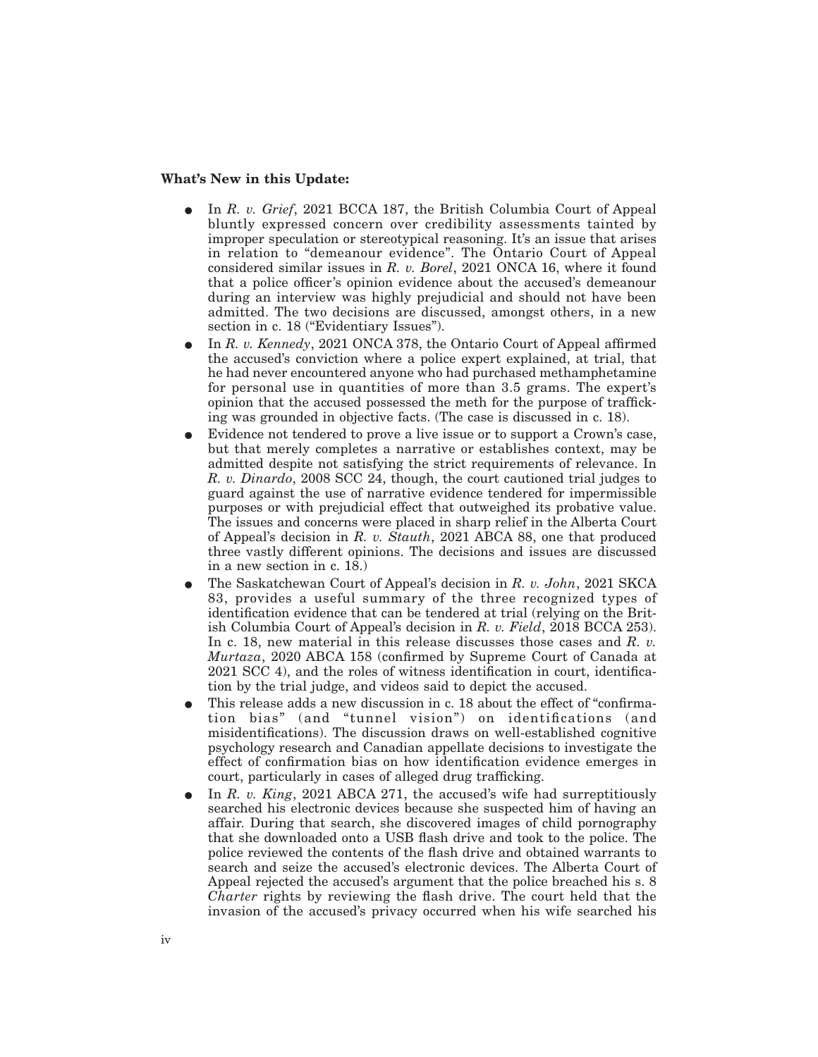**What's New in this Update:**

- In *R. v. Grief*, 2021 BCCA 187, the British Columbia Court of Appeal bluntly expressed concern over credibility assessments tainted by improper speculation or stereotypical reasoning. It's an issue that arises in relation to "demeanour evidence". The Ontario Court of Appeal considered similar issues in *R. v. Borel*, 2021 ONCA 16, where it found that a police officer's opinion evidence about the accused's demeanour during an interview was highly prejudicial and should not have been admitted. The two decisions are discussed, amongst others, in a new section in c. 18 ("Evidentiary Issues").
- In *R. v. Kennedy*, 2021 ONCA 378, the Ontario Court of Appeal affirmed the accused's conviction where a police expert explained, at trial, that he had never encountered anyone who had purchased methamphetamine for personal use in quantities of more than 3.5 grams. The expert's opinion that the accused possessed the meth for the purpose of trafficking was grounded in objective facts. (The case is discussed in c. 18).
- Evidence not tendered to prove a live issue or to support a Crown's case, but that merely completes a narrative or establishes context, may be admitted despite not satisfying the strict requirements of relevance. In *R. v. Dinardo*, 2008 SCC 24, though, the court cautioned trial judges to guard against the use of narrative evidence tendered for impermissible purposes or with prejudicial effect that outweighed its probative value. The issues and concerns were placed in sharp relief in the Alberta Court of Appeal's decision in *R. v. Stauth*, 2021 ABCA 88, one that produced three vastly different opinions. The decisions and issues are discussed in a new section in c. 18.)
- The Saskatchewan Court of Appeal's decision in *R. v. John*, 2021 SKCA 83, provides a useful summary of the three recognized types of identification evidence that can be tendered at trial (relying on the British Columbia Court of Appeal's decision in *R. v. Field*, 2018 BCCA 253). In c. 18, new material in this release discusses those cases and *R. v. Murtaza*, 2020 ABCA 158 (confirmed by Supreme Court of Canada at 2021 SCC 4), and the roles of witness identification in court, identification by the trial judge, and videos said to depict the accused.
- This release adds a new discussion in c. 18 about the effect of "confirmation bias" (and "tunnel vision") on identifications (and misidentifications). The discussion draws on well-established cognitive psychology research and Canadian appellate decisions to investigate the effect of confirmation bias on how identification evidence emerges in court, particularly in cases of alleged drug trafficking.
- In *R. v. King*, 2021 ABCA 271, the accused's wife had surreptitiously searched his electronic devices because she suspected him of having an affair. During that search, she discovered images of child pornography that she downloaded onto a USB flash drive and took to the police. The police reviewed the contents of the flash drive and obtained warrants to search and seize the accused's electronic devices. The Alberta Court of Appeal rejected the accused's argument that the police breached his s. 8 *Charter* rights by reviewing the flash drive. The court held that the invasion of the accused's privacy occurred when his wife searched his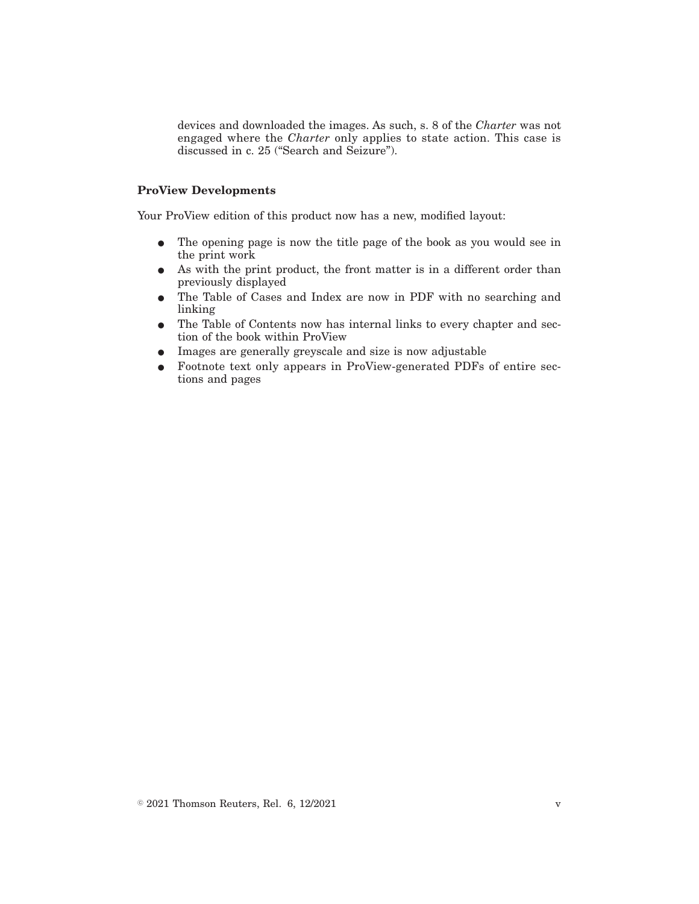devices and downloaded the images. As such, s. 8 of the *Charter* was not engaged where the *Charter* only applies to state action. This case is discussed in c. 25 ("Search and Seizure").

**ProView Developments**

Your ProView edition of this product now has a new, modified layout:

- The opening page is now the title page of the book as you would see in the print work
- As with the print product, the front matter is in a different order than previously displayed
- The Table of Cases and Index are now in PDF with no searching and linking
- The Table of Contents now has internal links to every chapter and section of the book within ProView
- Images are generally greyscale and size is now adjustable
- Footnote text only appears in ProView-generated PDFs of entire sections and pages